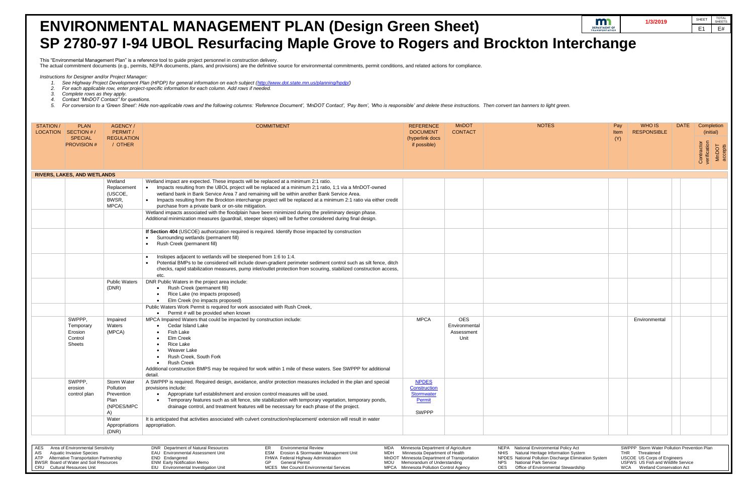# ENVIRONMENTAL MANAGEMENT PLAN (Design Green Sheet)

# SP 2780-97 I-94 UBOL Resurfacing Maple Grove to Rogers and Brockton Interchange

1/3/2019

SHEET E1 | TOTAL SHEETS E#

This "Environmental Management Plan" is a reference tool to guide project personnel in construction delivery.
The actual commitment documents (e.g., permits, NEPA documents, plans, and provisions) are the definitive source for environmental commitments, permit conditions, and related actions for compliance.

*Instructions for Designer and/or Project Manager:*

1. *See Highway Project Development Plan (HPDP) for general information on each subject (http://www.dot.state.mn.us/planning/hpdp/)*
2. *For each applicable row, enter project-specific information for each column. Add rows if needed.*
3. *Complete rows as they apply.*
4. *Contact "MnDOT Contact" for questions.*
5. *For conversion to a 'Green Sheet': Hide non-applicable rows and the following columns: 'Reference Document', 'MnDOT Contact', 'Pay Item', 'Who is responsible' and delete these instructions. Then convert tan banners to light green.*

| STATION / LOCATION | PLAN SECTION # / SPECIAL PROVISION # | AGENCY / PERMIT / REGULATION / OTHER | COMMITMENT | REFERENCE DOCUMENT (hyperlink docs if possible) | MnDOT CONTACT | NOTES | Pay Item (Y) | WHO IS RESPONSIBLE | DATE | Completion (initial) Contractor verification | Completion (initial) MnDOT accepts |
|---|---|---|---|---|---|---|---|---|---|---|---|
| **RIVERS, LAKES, AND WETLANDS** | | | | | | | | | | | |
| | | Wetland Replacement (USCOE, BWSR, MPCA) | Wetland impact are expected. These impacts will be replaced at a minimum 2:1 ratio.<br>• Impacts resulting from the UBOL project will be replaced at a minimum 2;1 ratio, 1;1 via a MnDOT-owned wetland bank in Bank Service Area 7 and remaining will be within another Bank Service Area.<br>• Impacts resulting from the Brockton interchange project will be replaced at a minimum 2:1 ratio via either credit purchase from a private bank or on-site mitigation. | | | | | | | | |
| | | | Wetland impacts associated with the floodplain have been minimized during the preliminary design phase. Additional minimization measures (guardrail, steeper slopes) will be further considered during final design. | | | | | | | | |
| | | | **If Section 404** (USCOE) authorization required is required. Identify those impacted by construction<br>• Surrounding wetlands (permanent fill)<br>• Rush Creek (permanent fill) | | | | | | | | |
| | | | • Inslopes adjacent to wetlands will be steepened from 1:6 to 1:4.<br>• Potential BMPs to be considered will include down-gradient perimeter sediment control such as silt fence, ditch checks, rapid stabilization measures, pump inlet/outlet protection from scouring, stabilized construction access, etc. | | | | | | | | |
| | | Public Waters (DNR) | DNR Public Waters in the project area include:<br>• Rush Creek (permanent fill)<br>• Rice Lake (no impacts proposed)<br>• Elm Creek (no impacts proposed) | | | | | | | | |
| | | | Public Waters Work Permit is required for work associated with Rush Creek,<br>• Permit # will be provided when known | | | | | | | | |
| | SWPPP, Temporary Erosion Control Sheets | Impaired Waters (MPCA) | MPCA Impaired Waters that could be impacted by construction include:<br>• Cedar Island Lake<br>• Fish Lake<br>• Elm Creek<br>• Rice Lake<br>• Weaver Lake<br>• Rush Creek, South Fork<br>• Rush Creek<br>Additional construction BMPS may be required for work within 1 mile of these waters. See SWPPP for additional detail. | MPCA | OES Environmental Assessment Unit | | | Environmental | | | |
| | SWPPP, erosion control plan | Storm Water Pollution Prevention Plan (NPDES/MPCA) | A SWPPP is required. Required design, avoidance, and/or protection measures included in the plan and special provisions include:<br>• Appropriate turf establishment and erosion control measures will be used.<br>• Temporary features such as silt fence, site stabilization with temporary vegetation, temporary ponds, drainage control, and treatment features will be necessary for each phase of the project. | NPDES Construction Stormwater Permit<br><br>SWPPP | | | | | | | |
| | | Water Appropriations (DNR) | It is anticipated that activities associated with culvert construction/replacement/ extension will result in water appropriation. | | | | | | | | |

AES Area of Environmental Sensitivity
AIS Aquatic Invasive Species
ATP Alternative Transportation Partnership
BWSR Board of Water and Soil Resources
CRU Cultural Resources Unit
DNR Department of Natural Resources
EAU Environmental Assessment Unit
END Endangered
ENM Early Notification Memo
EIU Environmental Investigation Unit
ER Environmental Review
ESM Erosion & Stormwater Management Unit
FHWA Federal Highway Administration
GP General Permit
MCES Met Council Environmental Services
MDA Minnesota Department of Agriculture
MDH Minnesota Department of Health
MnDOT Minnesota Department of Transportation
MOU Memorandum of Understanding
MPCA Minnesota Pollution Control Agency
NEPA National Environmental Policy Act
NHIS Natural Heritage Information System
NPDES National Pollution Discharge Elimination System
NPS National Park Service
OES Office of Environmental Stewardship
SWPPP Storm Water Pollution Prevention Plan
THR Threatened
USCOE US Corps of Engineers
USFWS US Fish and Wildlife Service
WCA Wetland Conservation Act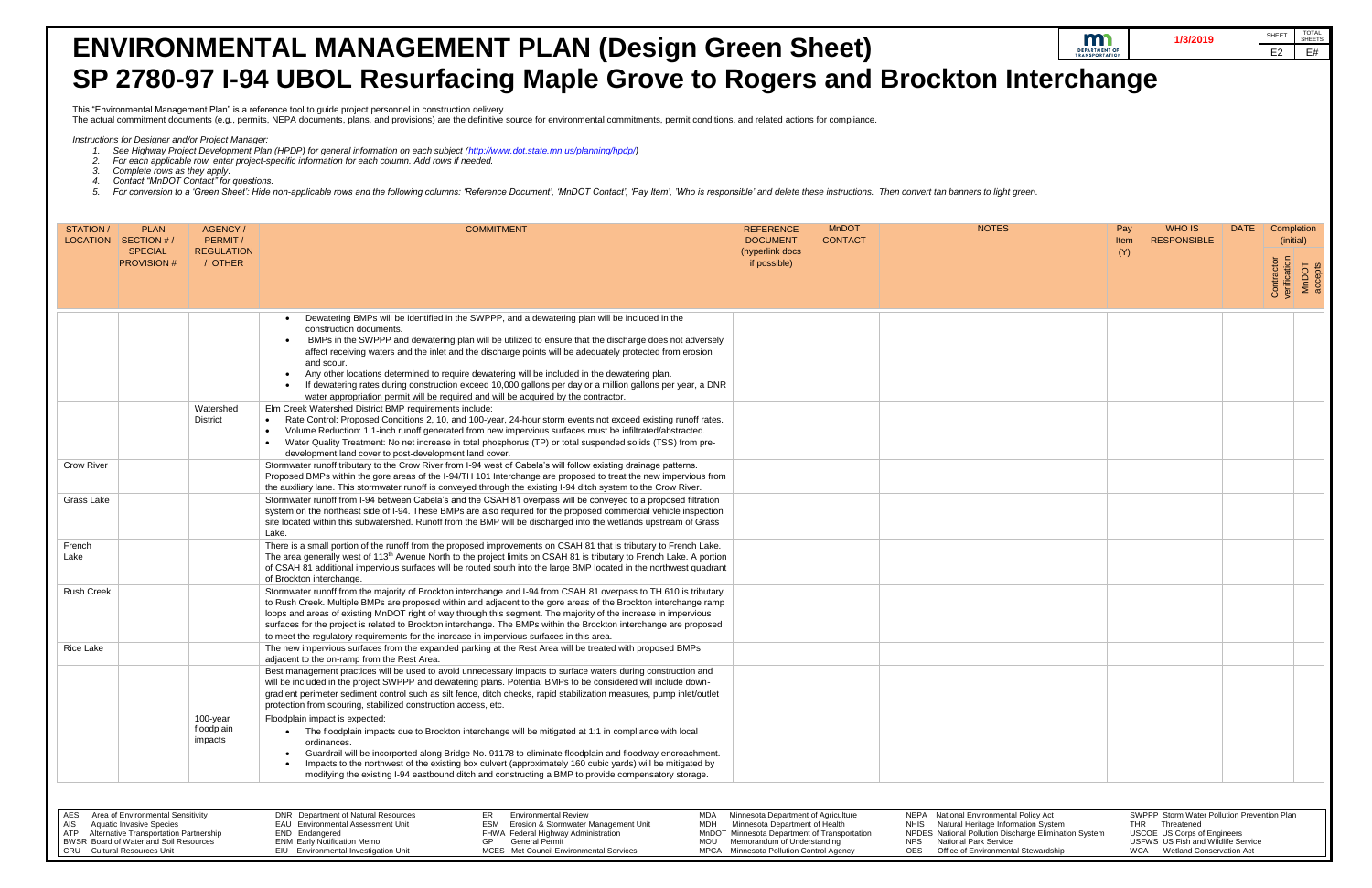# ENVIRONMENTAL MANAGEMENT PLAN (Design Green Sheet)

# SP 2780-97 I-94 UBOL Resurfacing Maple Grove to Rogers and Brockton Interchange

1/3/2019

SHEET E2 | TOTAL SHEETS E#

This "Environmental Management Plan" is a reference tool to guide project personnel in construction delivery.
The actual commitment documents (e.g., permits, NEPA documents, plans, and provisions) are the definitive source for environmental commitments, permit conditions, and related actions for compliance.

*Instructions for Designer and/or Project Manager:*

1. *See Highway Project Development Plan (HPDP) for general information on each subject (http://www.dot.state.mn.us/planning/hpdp/)*
2. *For each applicable row, enter project-specific information for each column. Add rows if needed.*
3. *Complete rows as they apply.*
4. *Contact "MnDOT Contact" for questions.*
5. *For conversion to a 'Green Sheet': Hide non-applicable rows and the following columns: 'Reference Document', 'MnDOT Contact', 'Pay Item', 'Who is responsible' and delete these instructions. Then convert tan banners to light green.*

| STATION / LOCATION | PLAN SECTION # / SPECIAL PROVISION # | AGENCY / PERMIT / REGULATION / OTHER | COMMITMENT | REFERENCE DOCUMENT (hyperlink docs if possible) | MnDOT CONTACT | NOTES | Pay Item (Y) | WHO IS RESPONSIBLE | DATE | Completion (initial) Contractor verification | Completion (initial) MnDOT accepts |
|---|---|---|---|---|---|---|---|---|---|---|---|
| | | | • Dewatering BMPs will be identified in the SWPPP, and a dewatering plan will be included in the construction documents.<br>• BMPs in the SWPPP and dewatering plan will be utilized to ensure that the discharge does not adversely affect receiving waters and the inlet and the discharge points will be adequately protected from erosion and scour.<br>• Any other locations determined to require dewatering will be included in the dewatering plan.<br>• If dewatering rates during construction exceed 10,000 gallons per day or a million gallons per year, a DNR water appropriation permit will be required and will be acquired by the contractor. | | | | | | | | |
| | | Watershed District | Elm Creek Watershed District BMP requirements include:<br>• Rate Control: Proposed Conditions 2, 10, and 100-year, 24-hour storm events not exceed existing runoff rates.<br>• Volume Reduction: 1.1-inch runoff generated from new impervious surfaces must be infiltrated/abstracted.<br>• Water Quality Treatment: No net increase in total phosphorus (TP) or total suspended solids (TSS) from pre-development land cover to post-development land cover. | | | | | | | | |
| Crow River | | | Stormwater runoff tributary to the Crow River from I-94 west of Cabela's will follow existing drainage patterns. Proposed BMPs within the gore areas of the I-94/TH 101 Interchange are proposed to treat the new impervious from the auxiliary lane. This stormwater runoff is conveyed through the existing I-94 ditch system to the Crow River. | | | | | | | | |
| Grass Lake | | | Stormwater runoff from I-94 between Cabela's and the CSAH 81 overpass will be conveyed to a proposed filtration system on the northeast side of I-94. These BMPs are also required for the proposed commercial vehicle inspection site located within this subwatershed. Runoff from the BMP will be discharged into the wetlands upstream of Grass Lake. | | | | | | | | |
| French Lake | | | There is a small portion of the runoff from the proposed improvements on CSAH 81 that is tributary to French Lake. The area generally west of 113th Avenue North to the project limits on CSAH 81 is tributary to French Lake. A portion of CSAH 81 additional impervious surfaces will be routed south into the large BMP located in the northwest quadrant of Brockton interchange. | | | | | | | | |
| Rush Creek | | | Stormwater runoff from the majority of Brockton interchange and I-94 from CSAH 81 overpass to TH 610 is tributary to Rush Creek. Multiple BMPs are proposed within and adjacent to the gore areas of the Brockton interchange ramp loops and areas of existing MnDOT right of way through this segment. The majority of the increase in impervious surfaces for the project is related to Brockton interchange. The BMPs within the Brockton interchange are proposed to meet the regulatory requirements for the increase in impervious surfaces in this area. | | | | | | | | |
| Rice Lake | | | The new impervious surfaces from the expanded parking at the Rest Area will be treated with proposed BMPs adjacent to the on-ramp from the Rest Area. | | | | | | | | |
| | | | Best management practices will be used to avoid unnecessary impacts to surface waters during construction and will be included in the project SWPPP and dewatering plans. Potential BMPs to be considered will include down-gradient perimeter sediment control such as silt fence, ditch checks, rapid stabilization measures, pump inlet/outlet protection from scouring, stabilized construction access, etc. | | | | | | | | |
| | | 100-year floodplain impacts | Floodplain impact is expected:<br>• The floodplain impacts due to Brockton interchange will be mitigated at 1:1 in compliance with local ordinances.<br>• Guardrail will be incorporated along Bridge No. 91178 to eliminate floodplain and floodway encroachment.<br>• Impacts to the northwest of the existing box culvert (approximately 160 cubic yards) will be mitigated by modifying the existing I-94 eastbound ditch and constructing a BMP to provide compensatory storage. | | | | | | | | |

AES Area of Environmental Sensitivity
AIS Aquatic Invasive Species
ATP Alternative Transportation Partnership
BWSR Board of Water and Soil Resources
CRU Cultural Resources Unit
DNR Department of Natural Resources
EAU Environmental Assessment Unit
END Endangered
ENM Early Notification Memo
EIU Environmental Investigation Unit
ER Environmental Review
ESM Erosion & Stormwater Management Unit
FHWA Federal Highway Administration
GP General Permit
MCES Met Council Environmental Services
MDA Minnesota Department of Agriculture
MDH Minnesota Department of Health
MnDOT Minnesota Department of Transportation
MOU Memorandum of Understanding
MPCA Minnesota Pollution Control Agency
NEPA National Environmental Policy Act
NHIS Natural Heritage Information System
NPDES National Pollution Discharge Elimination System
NPS National Park Service
OES Office of Environmental Stewardship
SWPPP Storm Water Pollution Prevention Plan
THR Threatened
USCOE US Corps of Engineers
USFWS US Fish and Wildlife Service
WCA Wetland Conservation Act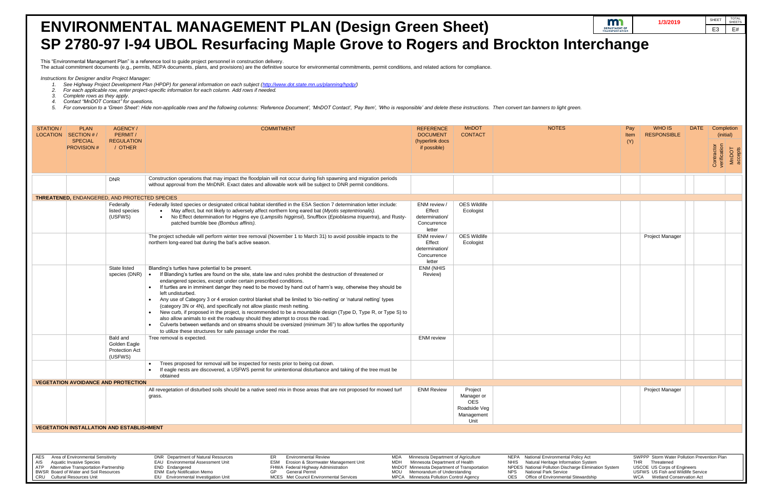# ENVIRONMENTAL MANAGEMENT PLAN (Design Green Sheet)

# SP 2780-97 I-94 UBOL Resurfacing Maple Grove to Rogers and Brockton Interchange

1/3/2019

SHEET E3 TOTAL SHEETS E#

This "Environmental Management Plan" is a reference tool to guide project personnel in construction delivery.
The actual commitment documents (e.g., permits, NEPA documents, plans, and provisions) are the definitive source for environmental commitments, permit conditions, and related actions for compliance.

*Instructions for Designer and/or Project Manager:*

1. *See Highway Project Development Plan (HPDP) for general information on each subject (http://www.dot.state.mn.us/planning/hpdp/)*
2. *For each applicable row, enter project-specific information for each column. Add rows if needed.*
3. *Complete rows as they apply.*
4. *Contact "MnDOT Contact" for questions.*
5. *For conversion to a 'Green Sheet': Hide non-applicable rows and the following columns: 'Reference Document', 'MnDOT Contact', 'Pay Item', 'Who is responsible' and delete these instructions. Then convert tan banners to light green.*

| STATION / LOCATION | PLAN SECTION # / SPECIAL PROVISION # | AGENCY / PERMIT / REGULATION / OTHER | COMMITMENT | REFERENCE DOCUMENT (hyperlink docs if possible) | MnDOT CONTACT | NOTES | Pay Item (Y) | WHO IS RESPONSIBLE | DATE | Completion (initial): Contractor verification | Completion (initial): MnDOT accepts |
|---|---|---|---|---|---|---|---|---|---|---|---|
| | | DNR | Construction operations that may impact the floodplain will not occur during fish spawning and migration periods without approval from the MnDNR. Exact dates and allowable work will be subject to DNR permit conditions. | | | | | | | | |
| **THREATENED, ENDANGERED, AND PROTECTED SPECIES** | | | | | | | | | | | |
| | | Federally listed species (USFWS) | Federally listed species or designated critical habitat identified in the ESA Section 7 determination letter include: • May affect, but not likely to adversely affect northern long eared bat (*Myotis septentrionalis).* • No Effect determination for Higgins eye (*Lampsilis higginsii*), Snuffbox (*Epioblasma triquertra*), and Rusty-patched bumble bee *(Bombus affinis).* | ENM review / Effect determination/ Concurrence letter | OES Wildlife Ecologist | | | | | | |
| | | | The project schedule will perform winter tree removal (November 1 to March 31) to avoid possible impacts to the northern long-eared bat during the bat's active season. | ENM review / Effect determination/ Concurrence letter | OES Wildlife Ecologist | | | Project Manager | | | |
| | | State listed species (DNR) | Blanding's turtles have potential to be present. • If Blanding's turtles are found on the site, state law and rules prohibit the destruction of threatened or endangered species, except under certain prescribed conditions. • If turtles are in imminent danger they need to be moved by hand out of harm's way, otherwise they should be left undisturbed. • Any use of Category 3 or 4 erosion control blanket shall be limited to 'bio-netting' or 'natural netting' types (category 3N or 4N), and specifically not allow plastic mesh netting. • New curb, if proposed in the project, is recommended to be a mountable design (Type D, Type R, or Type S) to also allow animals to exit the roadway should they attempt to cross the road. • Culverts between wetlands and on streams should be oversized (minimum 36") to allow turtles the opportunity to utilize these structures for safe passage under the road. | ENM (NHIS Review) | | | | | | | |
| | | Bald and Golden Eagle Protection Act (USFWS) | Tree removal is expected. | ENM review | | | | | | | |
| | | | • Trees proposed for removal will be inspected for nests prior to being cut down. • If eagle nests are discovered, a USFWS permit for unintentional disturbance and taking of the tree must be obtained | | | | | | | | |
| **VEGETATION AVOIDANCE AND PROTECTION** | | | | | | | | | | | |
| | | | All revegetation of disturbed soils should be a native seed mix in those areas that are not proposed for mowed turf grass. | ENM Review | Project Manager or OES Roadside Veg Management Unit | | | Project Manager | | | |
| **VEGETATION INSTALLATION AND ESTABLISHMENT** | | | | | | | | | | | |

AES Area of Environmental Sensitivity
AIS Aquatic Invasive Species
ATP Alternative Transportation Partnership
BWSR Board of Water and Soil Resources
CRU Cultural Resources Unit
DNR Department of Natural Resources
EAU Environmental Assessment Unit
END Endangered
ENM Early Notification Memo
EIU Environmental Investigation Unit
ER Environmental Review
ESM Erosion & Stormwater Management Unit
FHWA Federal Highway Administration
GP General Permit
MCES Met Council Environmental Services
MDA Minnesota Department of Agriculture
MDH Minnesota Department of Health
MnDOT Minnesota Department of Transportation
MOU Memorandum of Understanding
MPCA Minnesota Pollution Control Agency
NEPA National Environmental Policy Act
NHIS Natural Heritage Information System
NPDES National Pollution Discharge Elimination System
NPS National Park Service
OES Office of Environmental Stewardship
SWPPP Storm Water Pollution Prevention Plan
THR Threatened
USCOE US Corps of Engineers
USFWS US Fish and Wildlife Service
WCA Wetland Conservation Act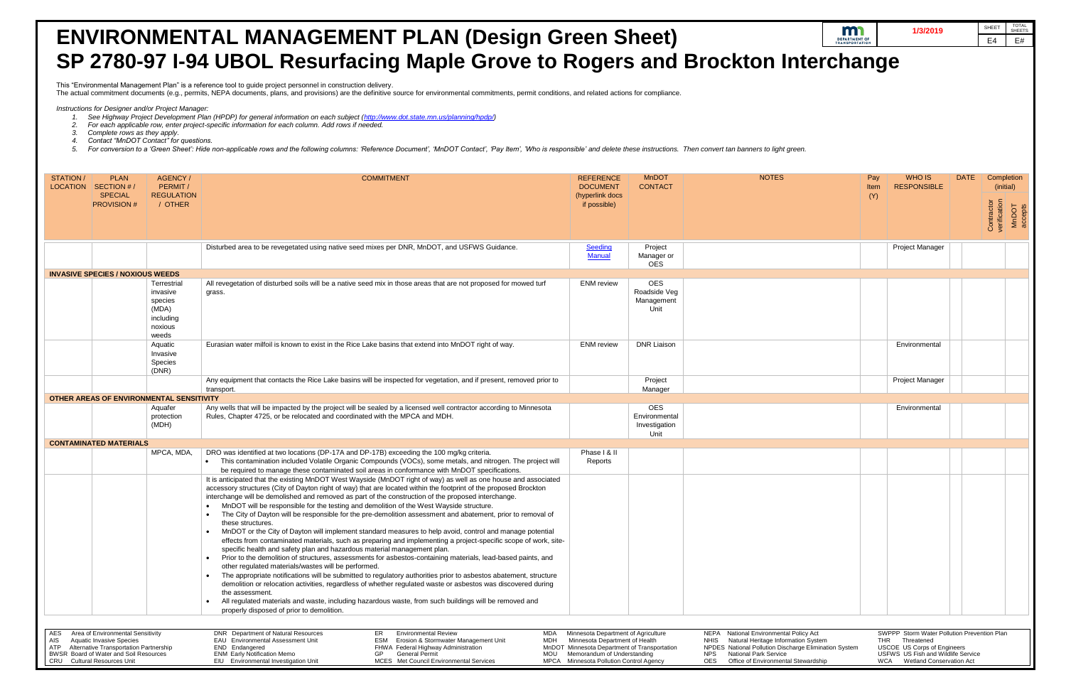# ENVIRONMENTAL MANAGEMENT PLAN (Design Green Sheet)

# SP 2780-97 I-94 UBOL Resurfacing Maple Grove to Rogers and Brockton Interchange

1/3/2019

| SHEET | TOTAL SHEETS |
|---|---|
| E4 | E# |

This "Environmental Management Plan" is a reference tool to guide project personnel in construction delivery.
The actual commitment documents (e.g., permits, NEPA documents, plans, and provisions) are the definitive source for environmental commitments, permit conditions, and related actions for compliance.

*Instructions for Designer and/or Project Manager:*

1. *See Highway Project Development Plan (HPDP) for general information on each subject (http://www.dot.state.mn.us/planning/hpdp/)*
2. *For each applicable row, enter project-specific information for each column. Add rows if needed.*
3. *Complete rows as they apply.*
4. *Contact "MnDOT Contact" for questions.*
5. *For conversion to a 'Green Sheet': Hide non-applicable rows and the following columns: 'Reference Document', 'MnDOT Contact', 'Pay Item', 'Who is responsible' and delete these instructions. Then convert tan banners to light green.*

| STATION / LOCATION | PLAN SECTION # / SPECIAL PROVISION # | AGENCY / PERMIT / REGULATION / OTHER | COMMITMENT | REFERENCE DOCUMENT (hyperlink docs if possible) | MnDOT CONTACT | NOTES | Pay Item (Y) | WHO IS RESPONSIBLE | DATE | Completion (initial): Contractor verification | Completion (initial): MnDOT accepts |
|---|---|---|---|---|---|---|---|---|---|---|---|
| | | | Disturbed area to be revegetated using native seed mixes per DNR, MnDOT, and USFWS Guidance. | Seeding Manual | Project Manager or OES | | | Project Manager | | | |
| **INVASIVE SPECIES / NOXIOUS WEEDS** | | | | | | | | | | | |
| | | Terrestrial invasive species (MDA) including noxious weeds | All revegetation of disturbed soils will be a native seed mix in those areas that are not proposed for mowed turf grass. | ENM review | OES Roadside Veg Management Unit | | | | | | |
| | | Aquatic Invasive Species (DNR) | Eurasian water milfoil is known to exist in the Rice Lake basins that extend into MnDOT right of way. | ENM review | DNR Liaison | | | Environmental | | | |
| | | | Any equipment that contacts the Rice Lake basins will be inspected for vegetation, and if present, removed prior to transport. | | Project Manager | | | Project Manager | | | |
| **OTHER AREAS OF ENVIRONMENTAL SENSITIVITY** | | | | | | | | | | | |
| | | Aquafer protection (MDH) | Any wells that will be impacted by the project will be sealed by a licensed well contractor according to Minnesota Rules, Chapter 4725, or be relocated and coordinated with the MPCA and MDH. | | OES Environmental Investigation Unit | | | Environmental | | | |
| **CONTAMINATED MATERIALS** | | | | | | | | | | | |
| | | MPCA, MDA, | DRO was identified at two locations (DP-17A and DP-17B) exceeding the 100 mg/kg criteria.<br>• This contamination included Volatile Organic Compounds (VOCs), some metals, and nitrogen. The project will be required to manage these contaminated soil areas in conformance with MnDOT specifications. | Phase I & II Reports | | | | | | | |
| | | | It is anticipated that the existing MnDOT West Wayside (MnDOT right of way) as well as one house and associated accessory structures (City of Dayton right of way) that are located within the footprint of the proposed Brockton interchange will be demolished and removed as part of the construction of the proposed interchange.<br>• MnDOT will be responsible for the testing and demolition of the West Wayside structure.<br>• The City of Dayton will be responsible for the pre-demolition assessment and abatement, prior to removal of these structures.<br>• MnDOT or the City of Dayton will implement standard measures to help avoid, control and manage potential effects from contaminated materials, such as preparing and implementing a project-specific scope of work, site-specific health and safety plan and hazardous material management plan.<br>• Prior to the demolition of structures, assessments for asbestos-containing materials, lead-based paints, and other regulated materials/wastes will be performed.<br>• The appropriate notifications will be submitted to regulatory authorities prior to asbestos abatement, structure demolition or relocation activities, regardless of whether regulated waste or asbestos was discovered during the assessment.<br>• All regulated materials and waste, including hazardous waste, from such buildings will be removed and properly disposed of prior to demolition. | | | | | | | | |

AES Area of Environmental Sensitivity
AIS Aquatic Invasive Species
ATP Alternative Transportation Partnership
BWSR Board of Water and Soil Resources
CRU Cultural Resources Unit
DNR Department of Natural Resources
EAU Environmental Assessment Unit
END Endangered
ENM Early Notification Memo
EIU Environmental Investigation Unit
ER Environmental Review
ESM Erosion & Stormwater Management Unit
FHWA Federal Highway Administration
GP General Permit
MCES Met Council Environmental Services
MDA Minnesota Department of Agriculture
MDH Minnesota Department of Health
MnDOT Minnesota Department of Transportation
MOU Memorandum of Understanding
MPCA Minnesota Pollution Control Agency
NEPA National Environmental Policy Act
NHIS Natural Heritage Information System
NPDES National Pollution Discharge Elimination System
NPS National Park Service
OES Office of Environmental Stewardship
SWPPP Storm Water Pollution Prevention Plan
THR Threatened
USCOE US Corps of Engineers
USFWS US Fish and Wildlife Service
WCA Wetland Conservation Act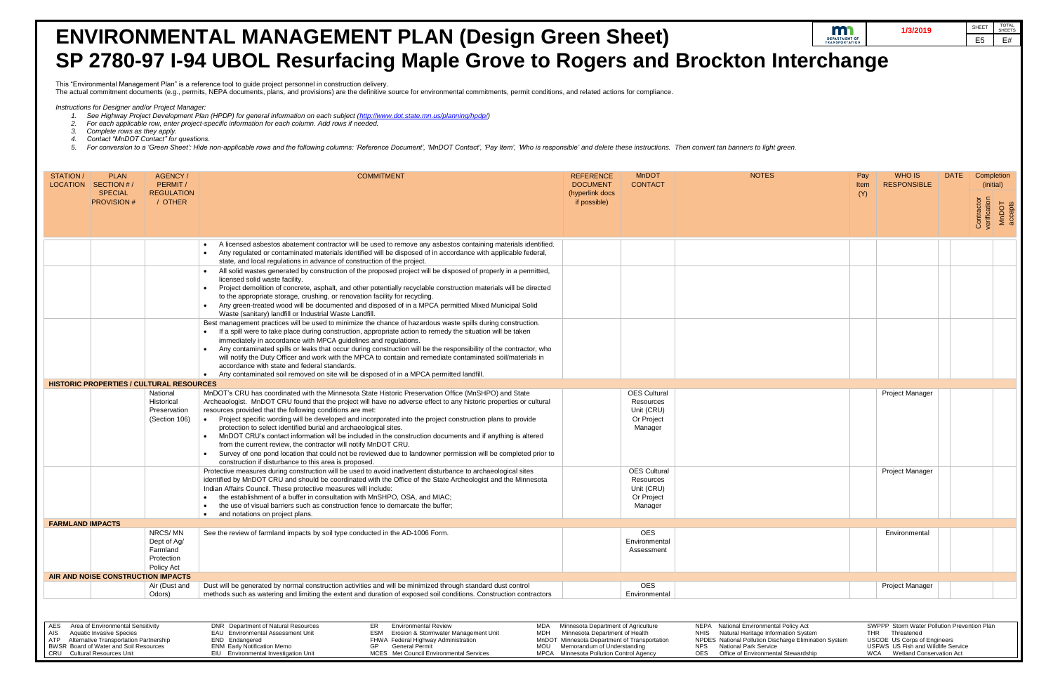# ENVIRONMENTAL MANAGEMENT PLAN (Design Green Sheet)

# SP 2780-97 I-94 UBOL Resurfacing Maple Grove to Rogers and Brockton Interchange

1/3/2019

SHEET: E5 | TOTAL SHEETS: E#

This "Environmental Management Plan" is a reference tool to guide project personnel in construction delivery.
The actual commitment documents (e.g., permits, NEPA documents, plans, and provisions) are the definitive source for environmental commitments, permit conditions, and related actions for compliance.

*Instructions for Designer and/or Project Manager:*

1. *See Highway Project Development Plan (HPDP) for general information on each subject (http://www.dot.state.mn.us/planning/hpdp/)*
2. *For each applicable row, enter project-specific information for each column. Add rows if needed.*
3. *Complete rows as they apply.*
4. *Contact "MnDOT Contact" for questions.*
5. *For conversion to a 'Green Sheet': Hide non-applicable rows and the following columns: 'Reference Document', 'MnDOT Contact', 'Pay Item', 'Who is responsible' and delete these instructions. Then convert tan banners to light green.*

| STATION / LOCATION | PLAN SECTION # / SPECIAL PROVISION # | AGENCY / PERMIT / REGULATION / OTHER | COMMITMENT | REFERENCE DOCUMENT (hyperlink docs if possible) | MnDOT CONTACT | NOTES | Pay Item (Y) | WHO IS RESPONSIBLE | DATE | Completion (initial) Contractor verification | Completion (initial) MnDOT accepts |
|---|---|---|---|---|---|---|---|---|---|---|---|
| | | | • A licensed asbestos abatement contractor will be used to remove any asbestos containing materials identified.<br>• Any regulated or contaminated materials identified will be disposed of in accordance with applicable federal, state, and local regulations in advance of construction of the project. | | | | | | | | |
| | | | • All solid wastes generated by construction of the proposed project will be disposed of properly in a permitted, licensed solid waste facility.<br>• Project demolition of concrete, asphalt, and other potentially recyclable construction materials will be directed to the appropriate storage, crushing, or renovation facility for recycling.<br>• Any green-treated wood will be documented and disposed of in a MPCA permitted Mixed Municipal Solid Waste (sanitary) landfill or Industrial Waste Landfill. | | | | | | | | |
| | | | Best management practices will be used to minimize the chance of hazardous waste spills during construction.<br>• If a spill were to take place during construction, appropriate action to remedy the situation will be taken immediately in accordance with MPCA guidelines and regulations.<br>• Any contaminated spills or leaks that occur during construction will be the responsibility of the contractor, who will notify the Duty Officer and work with the MPCA to contain and remediate contaminated soil/materials in accordance with state and federal standards.<br>• Any contaminated soil removed on site will be disposed of in a MPCA permitted landfill. | | | | | | | | |
| **HISTORIC PROPERTIES / CULTURAL RESOURCES** | | | | | | | | | | | |
| | | National Historical Preservation (Section 106) | MnDOT's CRU has coordinated with the Minnesota State Historic Preservation Office (MnSHPO) and State Archeaologist. MnDOT CRU found that the project will have no adverse effect to any historic properties or cultural resources provided that the following conditions are met:<br>• Project specific wording will be developed and incorporated into the project construction plans to provide protection to select identified burial and archaeological sites.<br>• MnDOT CRU's contact information will be included in the construction documents and if anything is altered from the current review, the contractor will notify MnDOT CRU.<br>• Survey of one pond location that could not be reviewed due to landowner permission will be completed prior to construction if disturbance to this area is proposed. | | OES Cultural Resources Unit (CRU) Or Project Manager | | | Project Manager | | | |
| | | | Protective measures during construction will be used to avoid inadvertent disturbance to archaeological sites identified by MnDOT CRU and should be coordinated with the Office of the State Archeologist and the Minnesota Indian Affairs Council. These protective measures will include:<br>• the establishment of a buffer in consultation with MnSHPO, OSA, and MIAC;<br>• the use of visual barriers such as construction fence to demarcate the buffer;<br>• and notations on project plans. | | OES Cultural Resources Unit (CRU) Or Project Manager | | | Project Manager | | | |
| **FARMLAND IMPACTS** | | | | | | | | | | | |
| | | NRCS/ MN Dept of Ag/ Farmland Protection Policy Act | See the review of farmland impacts by soil type conducted in the AD-1006 Form. | | OES Environmental Assessment | | | Environmental | | | |
| **AIR AND NOISE CONSTRUCTION IMPACTS** | | | | | | | | | | | |
| | | Air (Dust and Odors) | Dust will be generated by normal construction activities and will be minimized through standard dust control methods such as watering and limiting the extent and duration of exposed soil conditions. Construction contractors | | OES Environmental | | | Project Manager | | | |

AES Area of Environmental Sensitivity
AIS Aquatic Invasive Species
ATP Alternative Transportation Partnership
BWSR Board of Water and Soil Resources
CRU Cultural Resources Unit
DNR Department of Natural Resources
EAU Environmental Assessment Unit
END Endangered
ENM Early Notification Memo
EIU Environmental Investigation Unit
ER Environmental Review
ESM Erosion & Stormwater Management Unit
FHWA Federal Highway Administration
GP General Permit
MCES Met Council Environmental Services
MDA Minnesota Department of Agriculture
MDH Minnesota Department of Health
MnDOT Minnesota Department of Transportation
MOU Memorandum of Understanding
MPCA Minnesota Pollution Control Agency
NEPA National Environmental Policy Act
NHIS Natural Heritage Information System
NPDES National Pollution Discharge Elimination System
NPS National Park Service
OES Office of Environmental Stewardship
SWPPP Storm Water Pollution Prevention Plan
THR Threatened
USCOE US Corps of Engineers
USFWS US Fish and Wildlife Service
WCA Wetland Conservation Act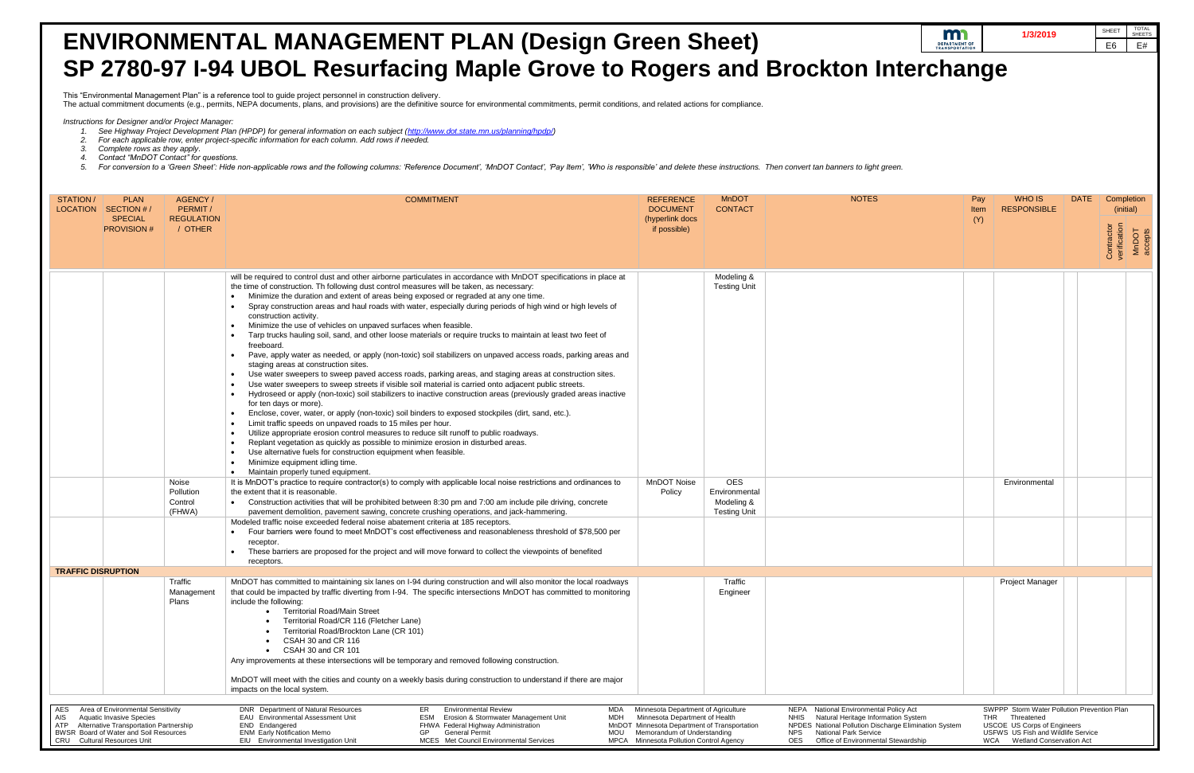# ENVIRONMENTAL MANAGEMENT PLAN (Design Green Sheet)

# SP 2780-97 I-94 UBOL Resurfacing Maple Grove to Rogers and Brockton Interchange

1/3/2019

SHEET E6 | TOTAL SHEETS E#

This "Environmental Management Plan" is a reference tool to guide project personnel in construction delivery.
The actual commitment documents (e.g., permits, NEPA documents, plans, and provisions) are the definitive source for environmental commitments, permit conditions, and related actions for compliance.

*Instructions for Designer and/or Project Manager:*

1. *See Highway Project Development Plan (HPDP) for general information on each subject (http://www.dot.state.mn.us/planning/hpdp/)*
2. *For each applicable row, enter project-specific information for each column. Add rows if needed.*
3. *Complete rows as they apply.*
4. *Contact "MnDOT Contact" for questions.*
5. *For conversion to a 'Green Sheet': Hide non-applicable rows and the following columns: 'Reference Document', 'MnDOT Contact', 'Pay Item', 'Who is responsible' and delete these instructions. Then convert tan banners to light green.*

| STATION / LOCATION | PLAN SECTION # / SPECIAL PROVISION # | AGENCY / PERMIT / REGULATION / OTHER | COMMITMENT | REFERENCE DOCUMENT (hyperlink docs if possible) | MnDOT CONTACT | NOTES | Pay Item (Y) | WHO IS RESPONSIBLE | DATE | Completion (initial) Contractor verification | Completion (initial) MnDOT accepts |
|---|---|---|---|---|---|---|---|---|---|---|---|
| | | | will be required to control dust and other airborne particulates in accordance with MnDOT specifications in place at the time of construction. Th following dust control measures will be taken, as necessary:<br>• Minimize the duration and extent of areas being exposed or regraded at any one time.<br>• Spray construction areas and haul roads with water, especially during periods of high wind or high levels of construction activity.<br>• Minimize the use of vehicles on unpaved surfaces when feasible.<br>• Tarp trucks hauling soil, sand, and other loose materials or require trucks to maintain at least two feet of freeboard.<br>• Pave, apply water as needed, or apply (non-toxic) soil stabilizers on unpaved access roads, parking areas and staging areas at construction sites.<br>• Use water sweepers to sweep paved access roads, parking areas, and staging areas at construction sites.<br>• Use water sweepers to sweep streets if visible soil material is carried onto adjacent public streets.<br>• Hydroseed or apply (non-toxic) soil stabilizers to inactive construction areas (previously graded areas inactive for ten days or more).<br>• Enclose, cover, water, or apply (non-toxic) soil binders to exposed stockpiles (dirt, sand, etc.).<br>• Limit traffic speeds on unpaved roads to 15 miles per hour.<br>• Utilize appropriate erosion control measures to reduce silt runoff to public roadways.<br>• Replant vegetation as quickly as possible to minimize erosion in disturbed areas.<br>• Use alternative fuels for construction equipment when feasible.<br>• Minimize equipment idling time.<br>• Maintain properly tuned equipment. | | Modeling & Testing Unit | | | | | | |
| | | Noise Pollution Control (FHWA) | It is MnDOT's practice to require contractor(s) to comply with applicable local noise restrictions and ordinances to the extent that it is reasonable.<br>• Construction activities that will be prohibited between 8:30 pm and 7:00 am include pile driving, concrete pavement demolition, pavement sawing, concrete crushing operations, and jack-hammering. | MnDOT Noise Policy | OES Environmental Modeling & Testing Unit | | | Environmental | | | |
| | | | Modeled traffic noise exceeded federal noise abatement criteria at 185 receptors.<br>• Four barriers were found to meet MnDOT's cost effectiveness and reasonableness threshold of $78,500 per receptor.<br>• These barriers are proposed for the project and will move forward to collect the viewpoints of benefited receptors. | | | | | | | | |
| **TRAFFIC DISRUPTION** | | | | | | | | | | | |
| | | Traffic Management Plans | MnDOT has committed to maintaining six lanes on I-94 during construction and will also monitor the local roadways that could be impacted by traffic diverting from I-94. The specific intersections MnDOT has committed to monitoring include the following:<br>• Territorial Road/Main Street<br>• Territorial Road/CR 116 (Fletcher Lane)<br>• Territorial Road/Brockton Lane (CR 101)<br>• CSAH 30 and CR 116<br>• CSAH 30 and CR 101<br>Any improvements at these intersections will be temporary and removed following construction.<br><br>MnDOT will meet with the cities and county on a weekly basis during construction to understand if there are major impacts on the local system. | | Traffic Engineer | | | Project Manager | | | |

AES Area of Environmental Sensitivity
AIS Aquatic Invasive Species
ATP Alternative Transportation Partnership
BWSR Board of Water and Soil Resources
CRU Cultural Resources Unit
DNR Department of Natural Resources
EAU Environmental Assessment Unit
END Endangered
ENM Early Notification Memo
EIU Environmental Investigation Unit
ER Environmental Review
ESM Erosion & Stormwater Management Unit
FHWA Federal Highway Administration
GP General Permit
MCES Met Council Environmental Services
MDA Minnesota Department of Agriculture
MDH Minnesota Department of Health
MnDOT Minnesota Department of Transportation
MOU Memorandum of Understanding
MPCA Minnesota Pollution Control Agency
NEPA National Environmental Policy Act
NHIS Natural Heritage Information System
NPDES National Pollution Discharge Elimination System
NPS National Park Service
OES Office of Environmental Stewardship
SWPPP Storm Water Pollution Prevention Plan
THR Threatened
USCOE US Corps of Engineers
USFWS US Fish and Wildlife Service
WCA Wetland Conservation Act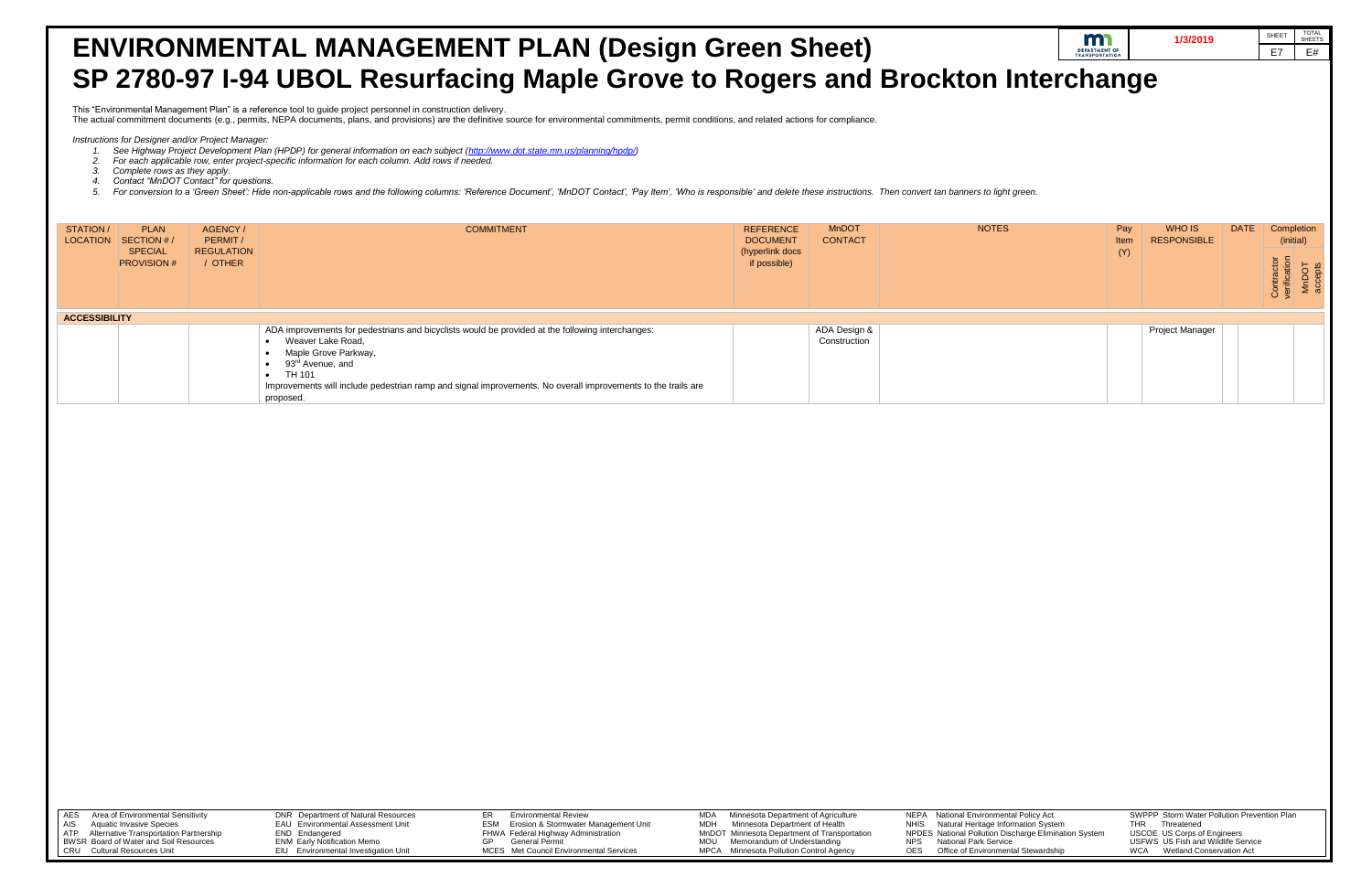# ENVIRONMENTAL MANAGEMENT PLAN (Design Green Sheet)

# SP 2780-97 I-94 UBOL Resurfacing Maple Grove to Rogers and Brockton Interchange

1/3/2019

SHEET E7 | TOTAL SHEETS E#

This "Environmental Management Plan" is a reference tool to guide project personnel in construction delivery.
The actual commitment documents (e.g., permits, NEPA documents, plans, and provisions) are the definitive source for environmental commitments, permit conditions, and related actions for compliance.

*Instructions for Designer and/or Project Manager:*

1. *See Highway Project Development Plan (HPDP) for general information on each subject (http://www.dot.state.mn.us/planning/hpdp/)*
2. *For each applicable row, enter project-specific information for each column. Add rows if needed.*
3. *Complete rows as they apply.*
4. *Contact "MnDOT Contact" for questions.*
5. *For conversion to a 'Green Sheet': Hide non-applicable rows and the following columns: 'Reference Document', 'MnDOT Contact', 'Pay Item', 'Who is responsible' and delete these instructions. Then convert tan banners to light green.*

| STATION / LOCATION | PLAN SECTION # / SPECIAL PROVISION # | AGENCY / PERMIT / REGULATION / OTHER | COMMITMENT | REFERENCE DOCUMENT (hyperlink docs if possible) | MnDOT CONTACT | NOTES | Pay Item (Y) | WHO IS RESPONSIBLE | DATE | Completion (initial) Contractor verification | MnDOT accepts |
|---|---|---|---|---|---|---|---|---|---|---|---|
| **ACCESSIBILITY** | | | | | | | | | | | |
| | | | ADA improvements for pedestrians and bicyclists would be provided at the following interchanges:<br>• Weaver Lake Road,<br>• Maple Grove Parkway,<br>• 93rd Avenue, and<br>• TH 101<br>Improvements will include pedestrian ramp and signal improvements. No overall improvements to the trails are proposed. | | ADA Design & Construction | | | Project Manager | | | |

AES Area of Environmental Sensitivity
AIS Aquatic Invasive Species
ATP Alternative Transportation Partnership
BWSR Board of Water and Soil Resources
CRU Cultural Resources Unit
DNR Department of Natural Resources
EAU Environmental Assessment Unit
END Endangered
ENM Early Notification Memo
EIU Environmental Investigation Unit
ER Environmental Review
ESM Erosion & Stormwater Management Unit
FHWA Federal Highway Administration
GP General Permit
MCES Met Council Environmental Services
MDA Minnesota Department of Agriculture
MDH Minnesota Department of Health
MnDOT Minnesota Department of Transportation
MOU Memorandum of Understanding
MPCA Minnesota Pollution Control Agency
NEPA National Environmental Policy Act
NHIS Natural Heritage Information System
NPDES National Pollution Discharge Elimination System
NPS National Park Service
OES Office of Environmental Stewardship
SWPPP Storm Water Pollution Prevention Plan
THR Threatened
USCOE US Corps of Engineers
USFWS US Fish and Wildlife Service
WCA Wetland Conservation Act